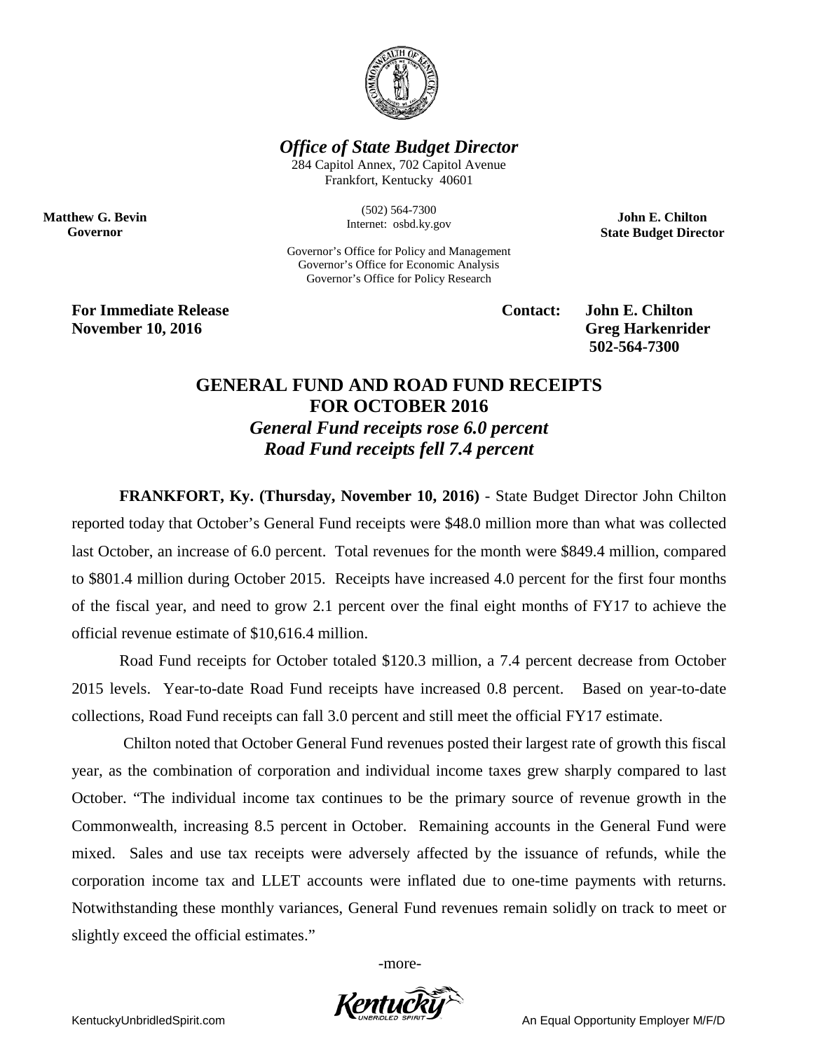*Office of State Budget Director*

284 Capitol Annex, 702 Capitol Avenue
Frankfort, Kentucky 40601

(502) 564-7300
Internet: osbd.ky.gov

Governor's Office for Policy and Management
Governor's Office for Economic Analysis
Governor's Office for Policy Research

**Matthew G. Bevin**
**Governor**

**John E. Chilton**
**State Budget Director**

**For Immediate Release**
**November 10, 2016**

**Contact: John E. Chilton**
**Greg Harkenrider**
**502-564-7300**

# GENERAL FUND AND ROAD FUND RECEIPTS FOR OCTOBER 2016

## *General Fund receipts rose 6.0 percent*
## *Road Fund receipts fell 7.4 percent*

**FRANKFORT, Ky. (Thursday, November 10, 2016)** - State Budget Director John Chilton reported today that October's General Fund receipts were $48.0 million more than what was collected last October, an increase of 6.0 percent. Total revenues for the month were $849.4 million, compared to $801.4 million during October 2015. Receipts have increased 4.0 percent for the first four months of the fiscal year, and need to grow 2.1 percent over the final eight months of FY17 to achieve the official revenue estimate of $10,616.4 million.

Road Fund receipts for October totaled $120.3 million, a 7.4 percent decrease from October 2015 levels. Year-to-date Road Fund receipts have increased 0.8 percent. Based on year-to-date collections, Road Fund receipts can fall 3.0 percent and still meet the official FY17 estimate.

Chilton noted that October General Fund revenues posted their largest rate of growth this fiscal year, as the combination of corporation and individual income taxes grew sharply compared to last October. "The individual income tax continues to be the primary source of revenue growth in the Commonwealth, increasing 8.5 percent in October. Remaining accounts in the General Fund were mixed. Sales and use tax receipts were adversely affected by the issuance of refunds, while the corporation income tax and LLET accounts were inflated due to one-time payments with returns. Notwithstanding these monthly variances, General Fund revenues remain solidly on track to meet or slightly exceed the official estimates."

-more-

KentuckyUnbridledSpirit.com

An Equal Opportunity Employer M/F/D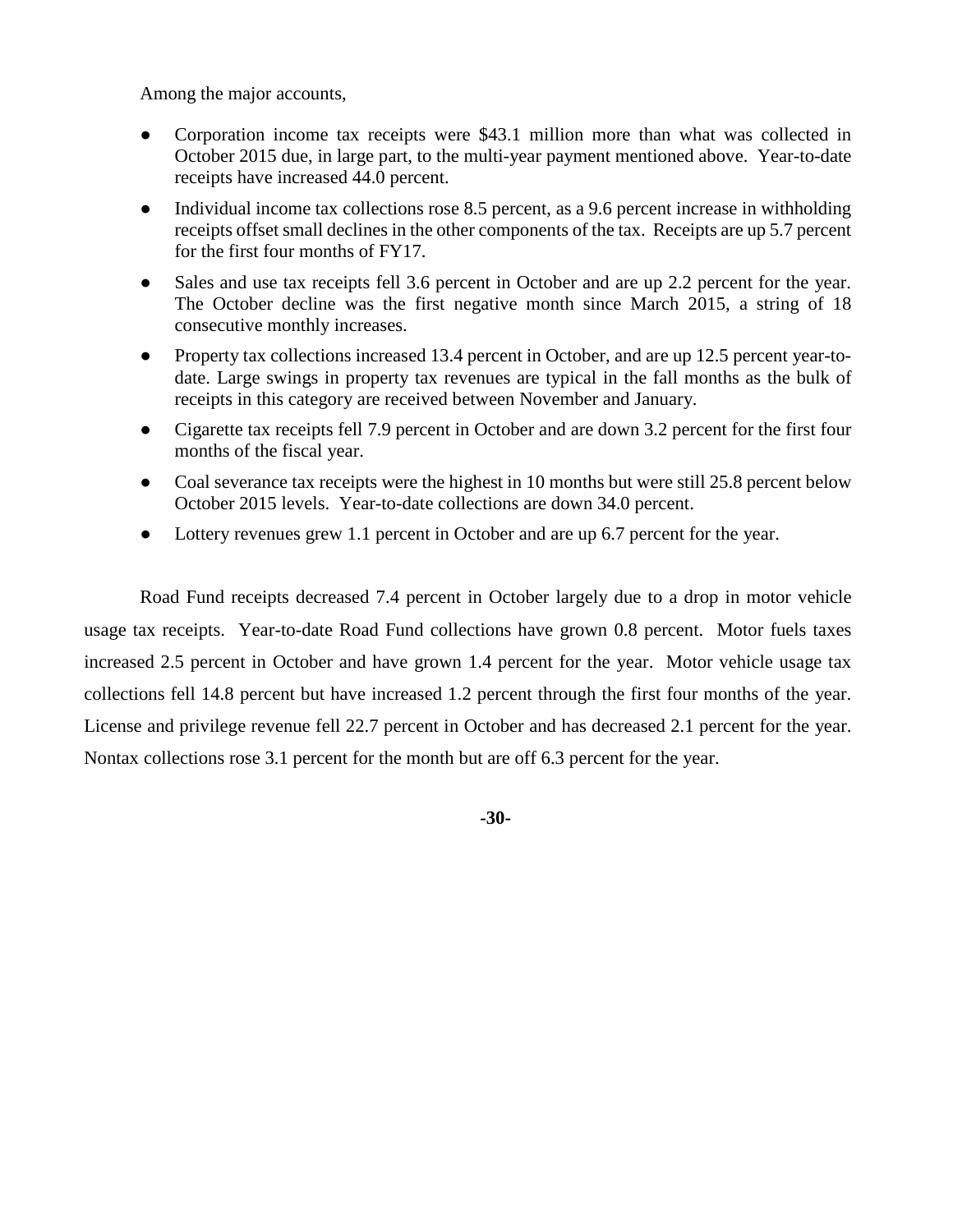Among the major accounts,

- Corporation income tax receipts were $43.1 million more than what was collected in October 2015 due, in large part, to the multi-year payment mentioned above. Year-to-date receipts have increased 44.0 percent.
- Individual income tax collections rose 8.5 percent, as a 9.6 percent increase in withholding receipts offset small declines in the other components of the tax. Receipts are up 5.7 percent for the first four months of FY17.
- Sales and use tax receipts fell 3.6 percent in October and are up 2.2 percent for the year. The October decline was the first negative month since March 2015, a string of 18 consecutive monthly increases.
- Property tax collections increased 13.4 percent in October, and are up 12.5 percent year-to-date. Large swings in property tax revenues are typical in the fall months as the bulk of receipts in this category are received between November and January.
- Cigarette tax receipts fell 7.9 percent in October and are down 3.2 percent for the first four months of the fiscal year.
- Coal severance tax receipts were the highest in 10 months but were still 25.8 percent below October 2015 levels. Year-to-date collections are down 34.0 percent.
- Lottery revenues grew 1.1 percent in October and are up 6.7 percent for the year.

Road Fund receipts decreased 7.4 percent in October largely due to a drop in motor vehicle usage tax receipts. Year-to-date Road Fund collections have grown 0.8 percent. Motor fuels taxes increased 2.5 percent in October and have grown 1.4 percent for the year. Motor vehicle usage tax collections fell 14.8 percent but have increased 1.2 percent through the first four months of the year. License and privilege revenue fell 22.7 percent in October and has decreased 2.1 percent for the year. Nontax collections rose 3.1 percent for the month but are off 6.3 percent for the year.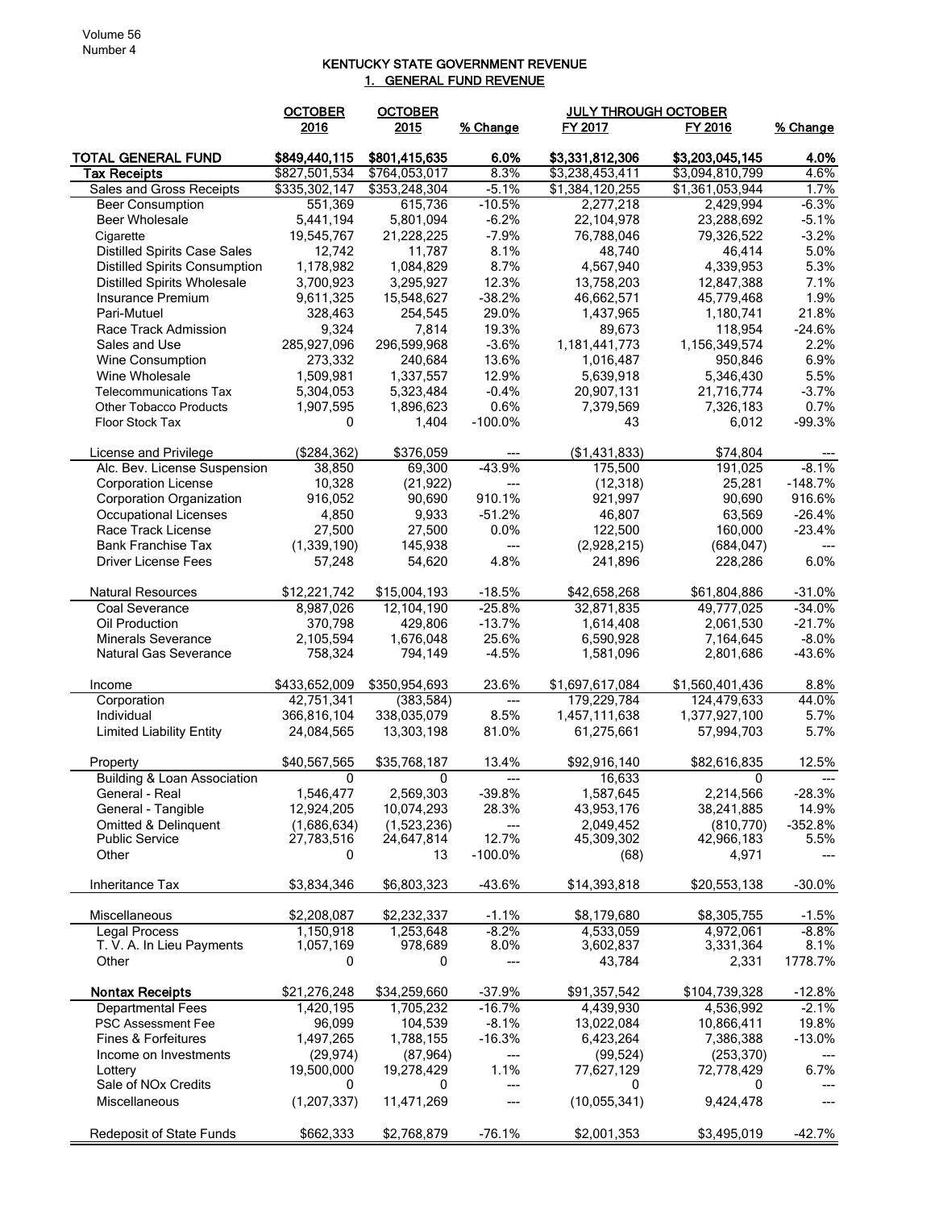# KENTUCKY STATE GOVERNMENT REVENUE

## 1. GENERAL FUND REVENUE

| | OCTOBER 2016 | OCTOBER 2015 | % Change | JULY THROUGH OCTOBER FY 2017 | FY 2016 | % Change |
|---|---|---|---|---|---|---|
| **TOTAL GENERAL FUND** | **$849,440,115** | **$801,415,635** | **6.0%** | **$3,331,812,306** | **$3,203,045,145** | **4.0%** |
| **Tax Receipts** | $827,501,534 | $764,053,017 | 8.3% | $3,238,453,411 | $3,094,810,799 | 4.6% |
| Sales and Gross Receipts | $335,302,147 | $353,248,304 | -5.1% | $1,384,120,255 | $1,361,053,944 | 1.7% |
| Beer Consumption | 551,369 | 615,736 | -10.5% | 2,277,218 | 2,429,994 | -6.3% |
| Beer Wholesale | 5,441,194 | 5,801,094 | -6.2% | 22,104,978 | 23,288,692 | -5.1% |
| Cigarette | 19,545,767 | 21,228,225 | -7.9% | 76,788,046 | 79,326,522 | -3.2% |
| Distilled Spirits Case Sales | 12,742 | 11,787 | 8.1% | 48,740 | 46,414 | 5.0% |
| Distilled Spirits Consumption | 1,178,982 | 1,084,829 | 8.7% | 4,567,940 | 4,339,953 | 5.3% |
| Distilled Spirits Wholesale | 3,700,923 | 3,295,927 | 12.3% | 13,758,203 | 12,847,388 | 7.1% |
| Insurance Premium | 9,611,325 | 15,548,627 | -38.2% | 46,662,571 | 45,779,468 | 1.9% |
| Pari-Mutuel | 328,463 | 254,545 | 29.0% | 1,437,965 | 1,180,741 | 21.8% |
| Race Track Admission | 9,324 | 7,814 | 19.3% | 89,673 | 118,954 | -24.6% |
| Sales and Use | 285,927,096 | 296,599,968 | -3.6% | 1,181,441,773 | 1,156,349,574 | 2.2% |
| Wine Consumption | 273,332 | 240,684 | 13.6% | 1,016,487 | 950,846 | 6.9% |
| Wine Wholesale | 1,509,981 | 1,337,557 | 12.9% | 5,639,918 | 5,346,430 | 5.5% |
| Telecommunications Tax | 5,304,053 | 5,323,484 | -0.4% | 20,907,131 | 21,716,774 | -3.7% |
| Other Tobacco Products | 1,907,595 | 1,896,623 | 0.6% | 7,379,569 | 7,326,183 | 0.7% |
| Floor Stock Tax | 0 | 1,404 | -100.0% | 43 | 6,012 | -99.3% |
| | | | | | | |
| License and Privilege | ($284,362) | $376,059 | --- | ($1,431,833) | $74,804 | --- |
| Alc. Bev. License Suspension | 38,850 | 69,300 | -43.9% | 175,500 | 191,025 | -8.1% |
| Corporation License | 10,328 | (21,922) | --- | (12,318) | 25,281 | -148.7% |
| Corporation Organization | 916,052 | 90,690 | 910.1% | 921,997 | 90,690 | 916.6% |
| Occupational Licenses | 4,850 | 9,933 | -51.2% | 46,807 | 63,569 | -26.4% |
| Race Track License | 27,500 | 27,500 | 0.0% | 122,500 | 160,000 | -23.4% |
| Bank Franchise Tax | (1,339,190) | 145,938 | --- | (2,928,215) | (684,047) | --- |
| Driver License Fees | 57,248 | 54,620 | 4.8% | 241,896 | 228,286 | 6.0% |
| | | | | | | |
| Natural Resources | $12,221,742 | $15,004,193 | -18.5% | $42,658,268 | $61,804,886 | -31.0% |
| Coal Severance | 8,987,026 | 12,104,190 | -25.8% | 32,871,835 | 49,777,025 | -34.0% |
| Oil Production | 370,798 | 429,806 | -13.7% | 1,614,408 | 2,061,530 | -21.7% |
| Minerals Severance | 2,105,594 | 1,676,048 | 25.6% | 6,590,928 | 7,164,645 | -8.0% |
| Natural Gas Severance | 758,324 | 794,149 | -4.5% | 1,581,096 | 2,801,686 | -43.6% |
| | | | | | | |
| Income | $433,652,009 | $350,954,693 | 23.6% | $1,697,617,084 | $1,560,401,436 | 8.8% |
| Corporation | 42,751,341 | (383,584) | --- | 179,229,784 | 124,479,633 | 44.0% |
| Individual | 366,816,104 | 338,035,079 | 8.5% | 1,457,111,638 | 1,377,927,100 | 5.7% |
| Limited Liability Entity | 24,084,565 | 13,303,198 | 81.0% | 61,275,661 | 57,994,703 | 5.7% |
| | | | | | | |
| Property | $40,567,565 | $35,768,187 | 13.4% | $92,916,140 | $82,616,835 | 12.5% |
| Building & Loan Association | 0 | 0 | --- | 16,633 | 0 | --- |
| General - Real | 1,546,477 | 2,569,303 | -39.8% | 1,587,645 | 2,214,566 | -28.3% |
| General - Tangible | 12,924,205 | 10,074,293 | 28.3% | 43,953,176 | 38,241,885 | 14.9% |
| Omitted & Delinquent | (1,686,634) | (1,523,236) | --- | 2,049,452 | (810,770) | -352.8% |
| Public Service | 27,783,516 | 24,647,814 | 12.7% | 45,309,302 | 42,966,183 | 5.5% |
| Other | 0 | 13 | -100.0% | (68) | 4,971 | --- |
| | | | | | | |
| Inheritance Tax | $3,834,346 | $6,803,323 | -43.6% | $14,393,818 | $20,553,138 | -30.0% |
| | | | | | | |
| Miscellaneous | $2,208,087 | $2,232,337 | -1.1% | $8,179,680 | $8,305,755 | -1.5% |
| Legal Process | 1,150,918 | 1,253,648 | -8.2% | 4,533,059 | 4,972,061 | -8.8% |
| T. V. A. In Lieu Payments | 1,057,169 | 978,689 | 8.0% | 3,602,837 | 3,331,364 | 8.1% |
| Other | 0 | 0 | --- | 43,784 | 2,331 | 1778.7% |
| | | | | | | |
| **Nontax Receipts** | $21,276,248 | $34,259,660 | -37.9% | $91,357,542 | $104,739,328 | -12.8% |
| Departmental Fees | 1,420,195 | 1,705,232 | -16.7% | 4,439,930 | 4,536,992 | -2.1% |
| PSC Assessment Fee | 96,099 | 104,539 | -8.1% | 13,022,084 | 10,866,411 | 19.8% |
| Fines & Forfeitures | 1,497,265 | 1,788,155 | -16.3% | 6,423,264 | 7,386,388 | -13.0% |
| Income on Investments | (29,974) | (87,964) | --- | (99,524) | (253,370) | --- |
| Lottery | 19,500,000 | 19,278,429 | 1.1% | 77,627,129 | 72,778,429 | 6.7% |
| Sale of NOx Credits | 0 | 0 | --- | 0 | 0 | --- |
| Miscellaneous | (1,207,337) | 11,471,269 | --- | (10,055,341) | 9,424,478 | --- |
| | | | | | | |
| Redeposit of State Funds | $662,333 | $2,768,879 | -76.1% | $2,001,353 | $3,495,019 | -42.7% |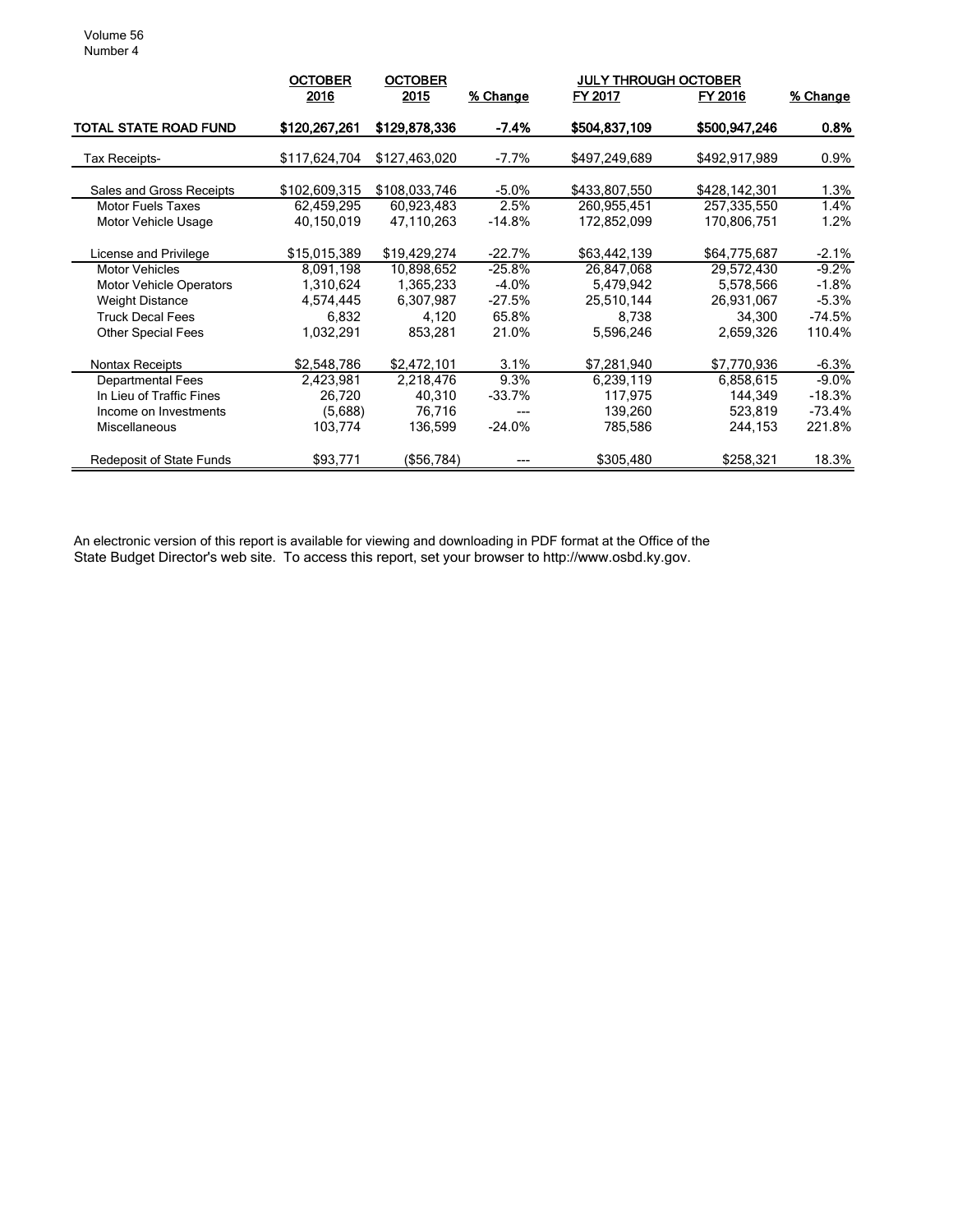| | OCTOBER 2016 | OCTOBER 2015 | % Change | JULY THROUGH OCTOBER FY 2017 | FY 2016 | % Change |
|---|---|---|---|---|---|---|
| **TOTAL STATE ROAD FUND** | **$120,267,261** | **$129,878,336** | **-7.4%** | **$504,837,109** | **$500,947,246** | **0.8%** |
| Tax Receipts- | $117,624,704 | $127,463,020 | -7.7% | $497,249,689 | $492,917,989 | 0.9% |
| Sales and Gross Receipts | $102,609,315 | $108,033,746 | -5.0% | $433,807,550 | $428,142,301 | 1.3% |
| Motor Fuels Taxes | 62,459,295 | 60,923,483 | 2.5% | 260,955,451 | 257,335,550 | 1.4% |
| Motor Vehicle Usage | 40,150,019 | 47,110,263 | -14.8% | 172,852,099 | 170,806,751 | 1.2% |
| License and Privilege | $15,015,389 | $19,429,274 | -22.7% | $63,442,139 | $64,775,687 | -2.1% |
| Motor Vehicles | 8,091,198 | 10,898,652 | -25.8% | 26,847,068 | 29,572,430 | -9.2% |
| Motor Vehicle Operators | 1,310,624 | 1,365,233 | -4.0% | 5,479,942 | 5,578,566 | -1.8% |
| Weight Distance | 4,574,445 | 6,307,987 | -27.5% | 25,510,144 | 26,931,067 | -5.3% |
| Truck Decal Fees | 6,832 | 4,120 | 65.8% | 8,738 | 34,300 | -74.5% |
| Other Special Fees | 1,032,291 | 853,281 | 21.0% | 5,596,246 | 2,659,326 | 110.4% |
| Nontax Receipts | $2,548,786 | $2,472,101 | 3.1% | $7,281,940 | $7,770,936 | -6.3% |
| Departmental Fees | 2,423,981 | 2,218,476 | 9.3% | 6,239,119 | 6,858,615 | -9.0% |
| In Lieu of Traffic Fines | 26,720 | 40,310 | -33.7% | 117,975 | 144,349 | -18.3% |
| Income on Investments | (5,688) | 76,716 | --- | 139,260 | 523,819 | -73.4% |
| Miscellaneous | 103,774 | 136,599 | -24.0% | 785,586 | 244,153 | 221.8% |
| Redeposit of State Funds | $93,771 | ($56,784) | --- | $305,480 | $258,321 | 18.3% |

An electronic version of this report is available for viewing and downloading in PDF format at the Office of the State Budget Director's web site. To access this report, set your browser to http://www.osbd.ky.gov.